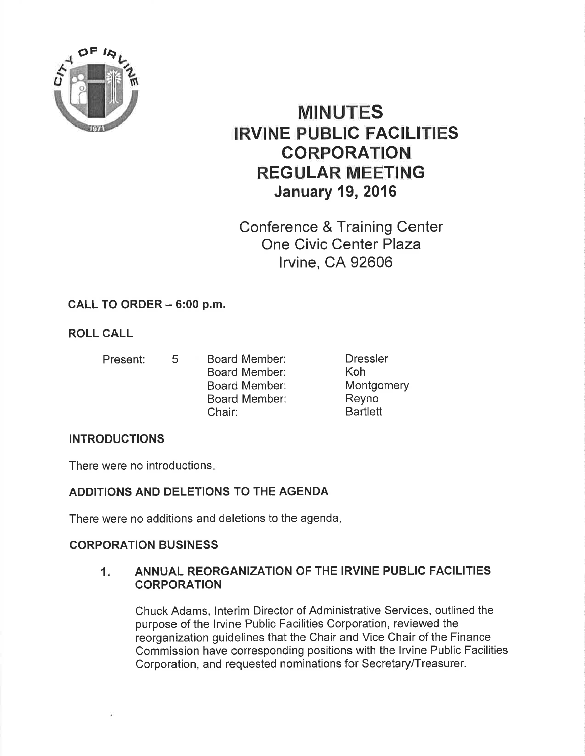# MINUTES
# IRVINE PUBLIC FACILITIES CORPORATION
# REGULAR MEETING
## January 19, 2016

Conference & Training Center
One Civic Center Plaza
Irvine, CA 92606

**CALL TO ORDER – 6:00 p.m.**

**ROLL CALL**

| Present: | 5 | Board Member: | Dressler |
|---|---|---|---|
| | | Board Member: | Koh |
| | | Board Member: | Montgomery |
| | | Board Member: | Reyno |
| | | Chair: | Bartlett |

**INTRODUCTIONS**

There were no introductions.

**ADDITIONS AND DELETIONS TO THE AGENDA**

There were no additions and deletions to the agenda.

**CORPORATION BUSINESS**

1. **ANNUAL REORGANIZATION OF THE IRVINE PUBLIC FACILITIES CORPORATION**

   Chuck Adams, Interim Director of Administrative Services, outlined the purpose of the Irvine Public Facilities Corporation, reviewed the reorganization guidelines that the Chair and Vice Chair of the Finance Commission have corresponding positions with the Irvine Public Facilities Corporation, and requested nominations for Secretary/Treasurer.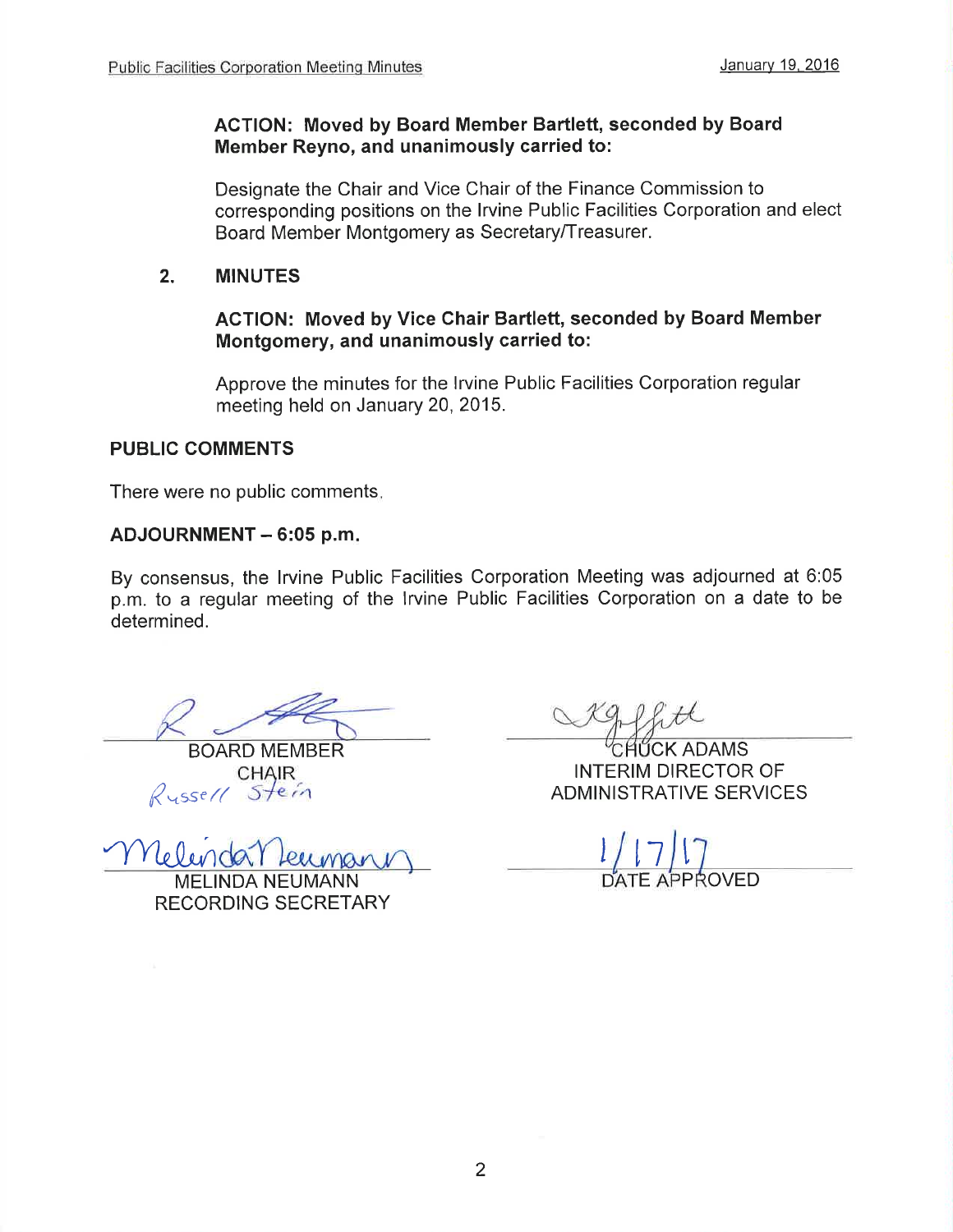**ACTION: Moved by Board Member Bartlett, seconded by Board Member Reyno, and unanimously carried to:**

Designate the Chair and Vice Chair of the Finance Commission to corresponding positions on the Irvine Public Facilities Corporation and elect Board Member Montgomery as Secretary/Treasurer.

## 2. MINUTES

**ACTION: Moved by Vice Chair Bartlett, seconded by Board Member Montgomery, and unanimously carried to:**

Approve the minutes for the Irvine Public Facilities Corporation regular meeting held on January 20, 2015.

## PUBLIC COMMENTS

There were no public comments.

## ADJOURNMENT – 6:05 p.m.

By consensus, the Irvine Public Facilities Corporation Meeting was adjourned at 6:05 p.m. to a regular meeting of the Irvine Public Facilities Corporation on a date to be determined.

BOARD MEMBER
CHAIR
Russell Stein

CHUCK ADAMS
INTERIM DIRECTOR OF ADMINISTRATIVE SERVICES

Melinda Neumann
MELINDA NEUMANN
RECORDING SECRETARY

1/17/17
DATE APPROVED